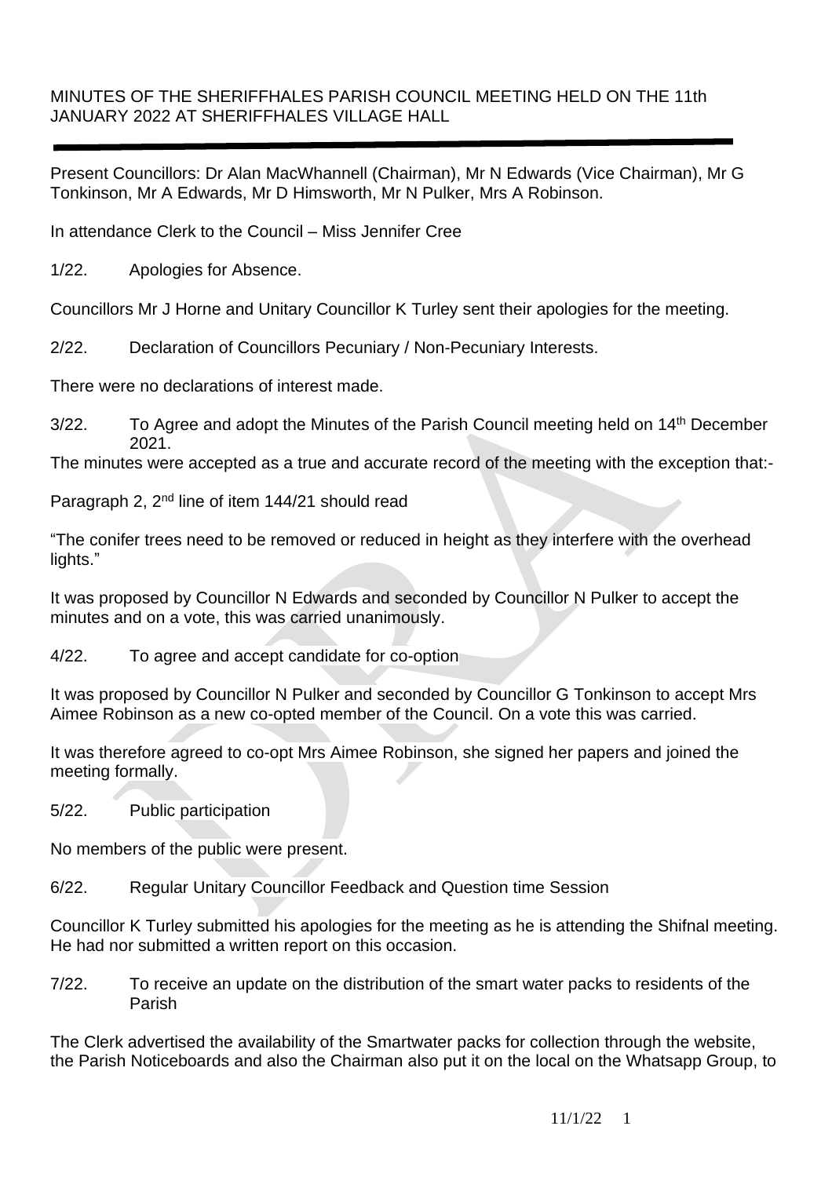# MINUTES OF THE SHERIFFHALES PARISH COUNCIL MEETING HELD ON THE 11th JANUARY 2022 AT SHERIFFHALES VILLAGE HALL

Present Councillors: Dr Alan MacWhannell (Chairman), Mr N Edwards (Vice Chairman), Mr G Tonkinson, Mr A Edwards, Mr D Himsworth, Mr N Pulker, Mrs A Robinson.

In attendance Clerk to the Council – Miss Jennifer Cree

1/22. Apologies for Absence.

Councillors Mr J Horne and Unitary Councillor K Turley sent their apologies for the meeting.

2/22. Declaration of Councillors Pecuniary / Non-Pecuniary Interests.

There were no declarations of interest made.

3/22. To Agree and adopt the Minutes of the Parish Council meeting held on 14th December 2021.

The minutes were accepted as a true and accurate record of the meeting with the exception that:-

Paragraph 2, 2nd line of item 144/21 should read

"The conifer trees need to be removed or reduced in height as they interfere with the overhead lights."

It was proposed by Councillor N Edwards and seconded by Councillor N Pulker to accept the minutes and on a vote, this was carried unanimously.

4/22. To agree and accept candidate for co-option

It was proposed by Councillor N Pulker and seconded by Councillor G Tonkinson to accept Mrs Aimee Robinson as a new co-opted member of the Council. On a vote this was carried.

It was therefore agreed to co-opt Mrs Aimee Robinson, she signed her papers and joined the meeting formally.

5/22. Public participation

No members of the public were present.

6/22. Regular Unitary Councillor Feedback and Question time Session

Councillor K Turley submitted his apologies for the meeting as he is attending the Shifnal meeting. He had nor submitted a written report on this occasion.

7/22. To receive an update on the distribution of the smart water packs to residents of the Parish

The Clerk advertised the availability of the Smartwater packs for collection through the website, the Parish Noticeboards and also the Chairman also put it on the local on the Whatsapp Group, to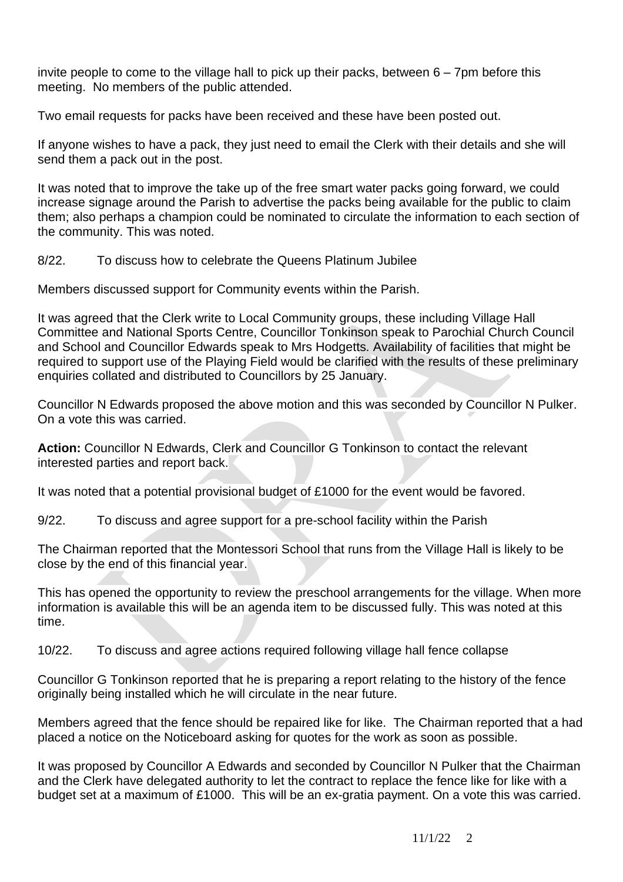invite people to come to the village hall to pick up their packs, between 6 – 7pm before this meeting. No members of the public attended.

Two email requests for packs have been received and these have been posted out.

If anyone wishes to have a pack, they just need to email the Clerk with their details and she will send them a pack out in the post.

It was noted that to improve the take up of the free smart water packs going forward, we could increase signage around the Parish to advertise the packs being available for the public to claim them; also perhaps a champion could be nominated to circulate the information to each section of the community. This was noted.

8/22. To discuss how to celebrate the Queens Platinum Jubilee

Members discussed support for Community events within the Parish.

It was agreed that the Clerk write to Local Community groups, these including Village Hall Committee and National Sports Centre, Councillor Tonkinson speak to Parochial Church Council and School and Councillor Edwards speak to Mrs Hodgetts. Availability of facilities that might be required to support use of the Playing Field would be clarified with the results of these preliminary enquiries collated and distributed to Councillors by 25 January.

Councillor N Edwards proposed the above motion and this was seconded by Councillor N Pulker. On a vote this was carried.

**Action:** Councillor N Edwards, Clerk and Councillor G Tonkinson to contact the relevant interested parties and report back.

It was noted that a potential provisional budget of £1000 for the event would be favored.

9/22. To discuss and agree support for a pre-school facility within the Parish

The Chairman reported that the Montessori School that runs from the Village Hall is likely to be close by the end of this financial year.

This has opened the opportunity to review the preschool arrangements for the village. When more information is available this will be an agenda item to be discussed fully. This was noted at this time.

10/22. To discuss and agree actions required following village hall fence collapse

Councillor G Tonkinson reported that he is preparing a report relating to the history of the fence originally being installed which he will circulate in the near future.

Members agreed that the fence should be repaired like for like. The Chairman reported that a had placed a notice on the Noticeboard asking for quotes for the work as soon as possible.

It was proposed by Councillor A Edwards and seconded by Councillor N Pulker that the Chairman and the Clerk have delegated authority to let the contract to replace the fence like for like with a budget set at a maximum of £1000. This will be an ex-gratia payment. On a vote this was carried.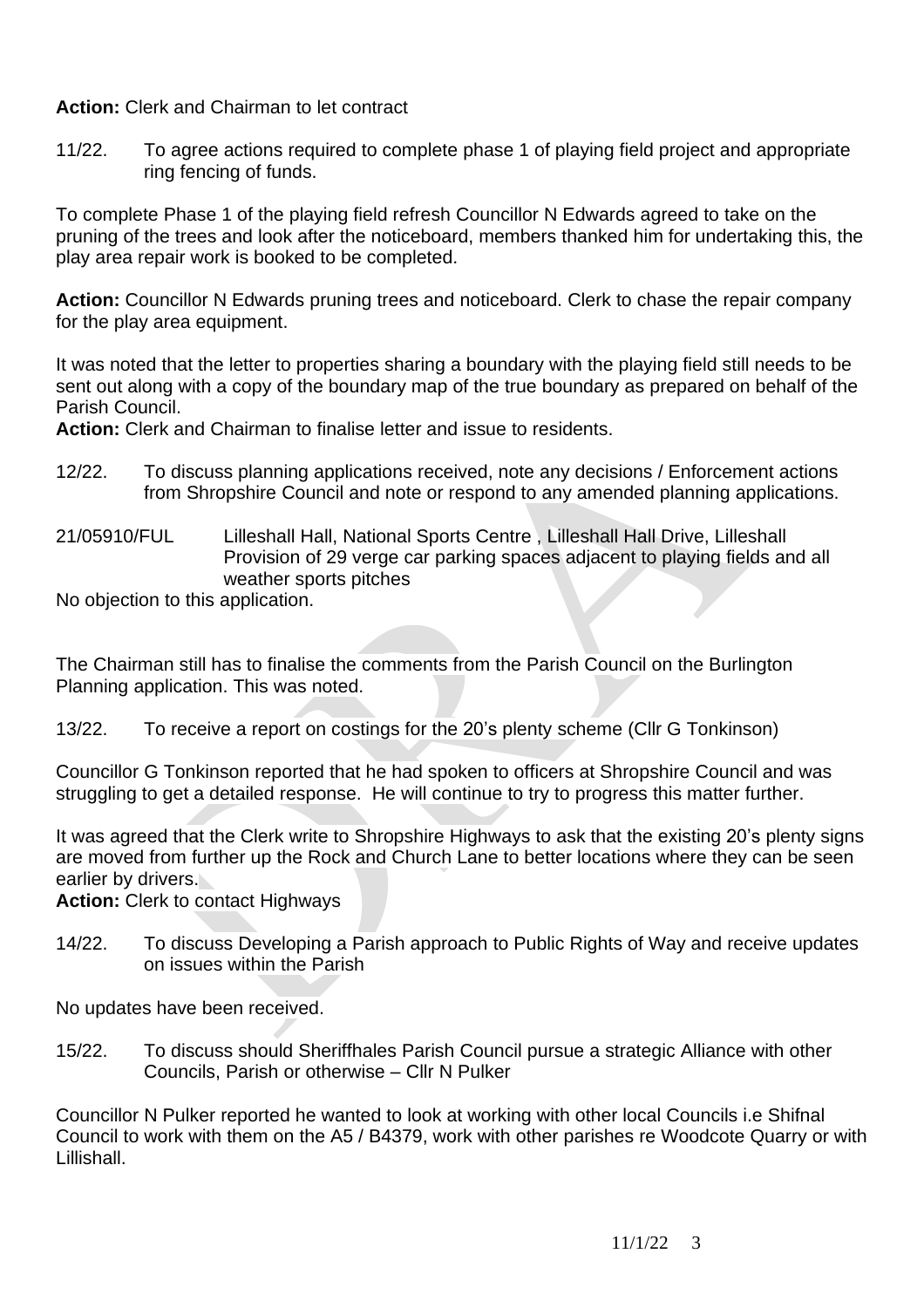**Action:** Clerk and Chairman to let contract

11/22. To agree actions required to complete phase 1 of playing field project and appropriate ring fencing of funds.

To complete Phase 1 of the playing field refresh Councillor N Edwards agreed to take on the pruning of the trees and look after the noticeboard, members thanked him for undertaking this, the play area repair work is booked to be completed.

**Action:** Councillor N Edwards pruning trees and noticeboard. Clerk to chase the repair company for the play area equipment.

It was noted that the letter to properties sharing a boundary with the playing field still needs to be sent out along with a copy of the boundary map of the true boundary as prepared on behalf of the Parish Council.

**Action:** Clerk and Chairman to finalise letter and issue to residents.

12/22. To discuss planning applications received, note any decisions / Enforcement actions from Shropshire Council and note or respond to any amended planning applications.

21/05910/FUL Lilleshall Hall, National Sports Centre , Lilleshall Hall Drive, Lilleshall Provision of 29 verge car parking spaces adjacent to playing fields and all weather sports pitches

No objection to this application.

The Chairman still has to finalise the comments from the Parish Council on the Burlington Planning application. This was noted.

13/22. To receive a report on costings for the 20's plenty scheme (Cllr G Tonkinson)

Councillor G Tonkinson reported that he had spoken to officers at Shropshire Council and was struggling to get a detailed response. He will continue to try to progress this matter further.

It was agreed that the Clerk write to Shropshire Highways to ask that the existing 20's plenty signs are moved from further up the Rock and Church Lane to better locations where they can be seen earlier by drivers.

**Action:** Clerk to contact Highways

14/22. To discuss Developing a Parish approach to Public Rights of Way and receive updates on issues within the Parish

No updates have been received.

15/22. To discuss should Sheriffhales Parish Council pursue a strategic Alliance with other Councils, Parish or otherwise – Cllr N Pulker

Councillor N Pulker reported he wanted to look at working with other local Councils i.e Shifnal Council to work with them on the A5 / B4379, work with other parishes re Woodcote Quarry or with Lillishall.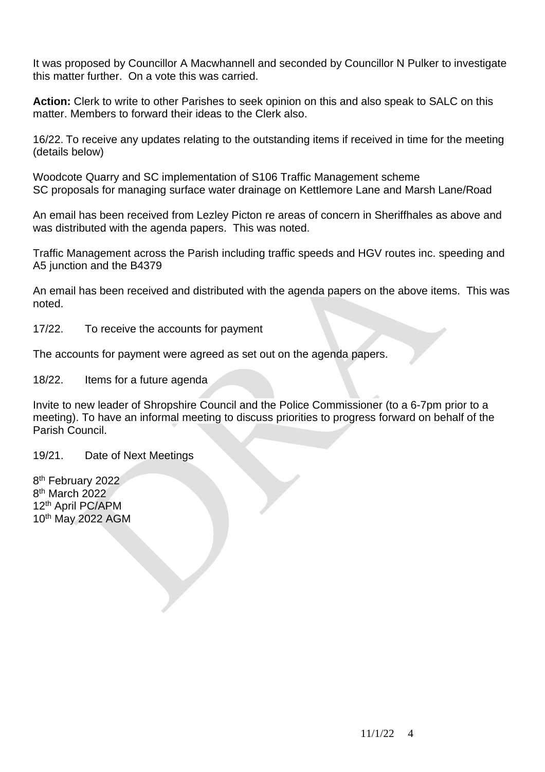It was proposed by Councillor A Macwhannell and seconded by Councillor N Pulker to investigate this matter further. On a vote this was carried.

**Action:** Clerk to write to other Parishes to seek opinion on this and also speak to SALC on this matter. Members to forward their ideas to the Clerk also.

16/22. To receive any updates relating to the outstanding items if received in time for the meeting (details below)

Woodcote Quarry and SC implementation of S106 Traffic Management scheme
SC proposals for managing surface water drainage on Kettlemore Lane and Marsh Lane/Road

An email has been received from Lezley Picton re areas of concern in Sheriffhales as above and was distributed with the agenda papers. This was noted.

Traffic Management across the Parish including traffic speeds and HGV routes inc. speeding and A5 junction and the B4379

An email has been received and distributed with the agenda papers on the above items. This was noted.

17/22. To receive the accounts for payment

The accounts for payment were agreed as set out on the agenda papers.

18/22. Items for a future agenda

Invite to new leader of Shropshire Council and the Police Commissioner (to a 6-7pm prior to a meeting). To have an informal meeting to discuss priorities to progress forward on behalf of the Parish Council.

19/21. Date of Next Meetings

8th February 2022
8th March 2022
12th April PC/APM
10th May 2022 AGM